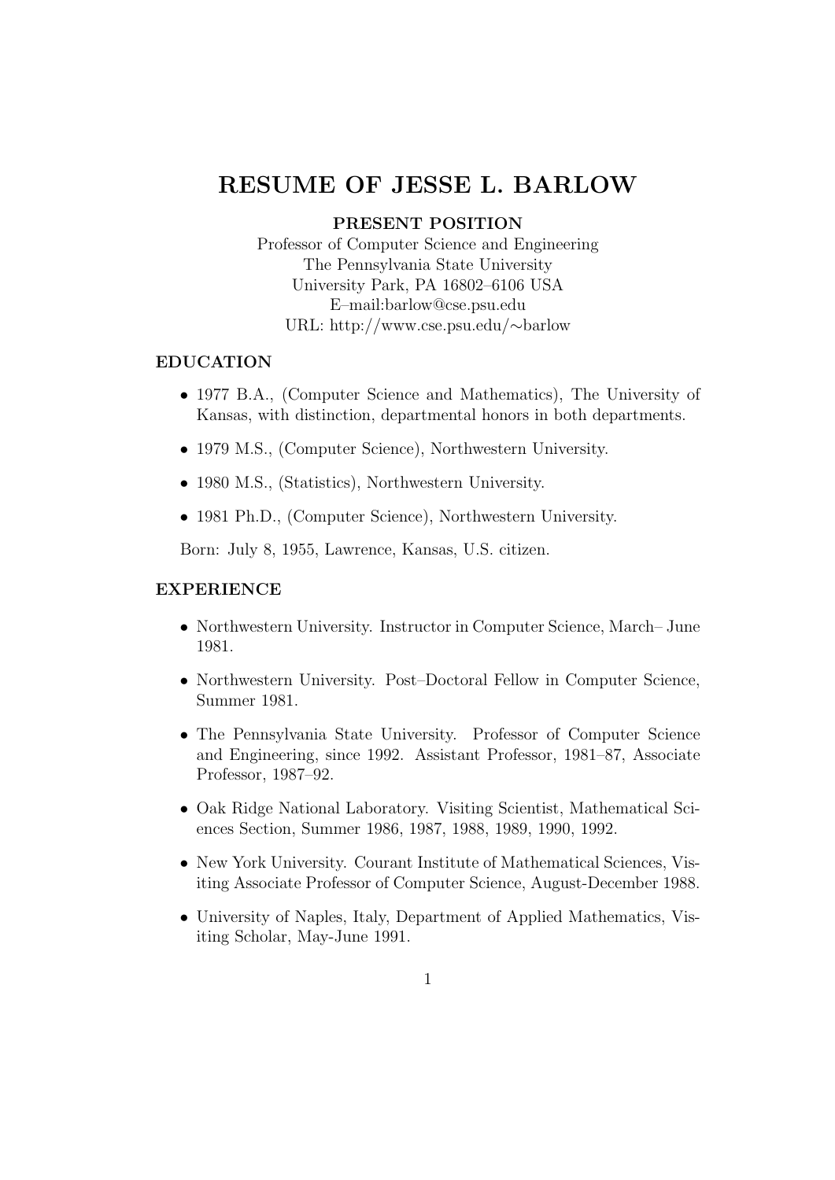# RESUME OF JESSE L. BARLOW

**PRESENT POSITION**

Professor of Computer Science and Engineering
The Pennsylvania State University
University Park, PA 16802–6106 USA
E–mail:barlow@cse.psu.edu
URL: http://www.cse.psu.edu/∼barlow

## EDUCATION

- 1977 B.A., (Computer Science and Mathematics), The University of Kansas, with distinction, departmental honors in both departments.
- 1979 M.S., (Computer Science), Northwestern University.
- 1980 M.S., (Statistics), Northwestern University.
- 1981 Ph.D., (Computer Science), Northwestern University.

Born: July 8, 1955, Lawrence, Kansas, U.S. citizen.

## EXPERIENCE

- Northwestern University. Instructor in Computer Science, March– June 1981.
- Northwestern University. Post–Doctoral Fellow in Computer Science, Summer 1981.
- The Pennsylvania State University. Professor of Computer Science and Engineering, since 1992. Assistant Professor, 1981–87, Associate Professor, 1987–92.
- Oak Ridge National Laboratory. Visiting Scientist, Mathematical Sciences Section, Summer 1986, 1987, 1988, 1989, 1990, 1992.
- New York University. Courant Institute of Mathematical Sciences, Visiting Associate Professor of Computer Science, August-December 1988.
- University of Naples, Italy, Department of Applied Mathematics, Visiting Scholar, May-June 1991.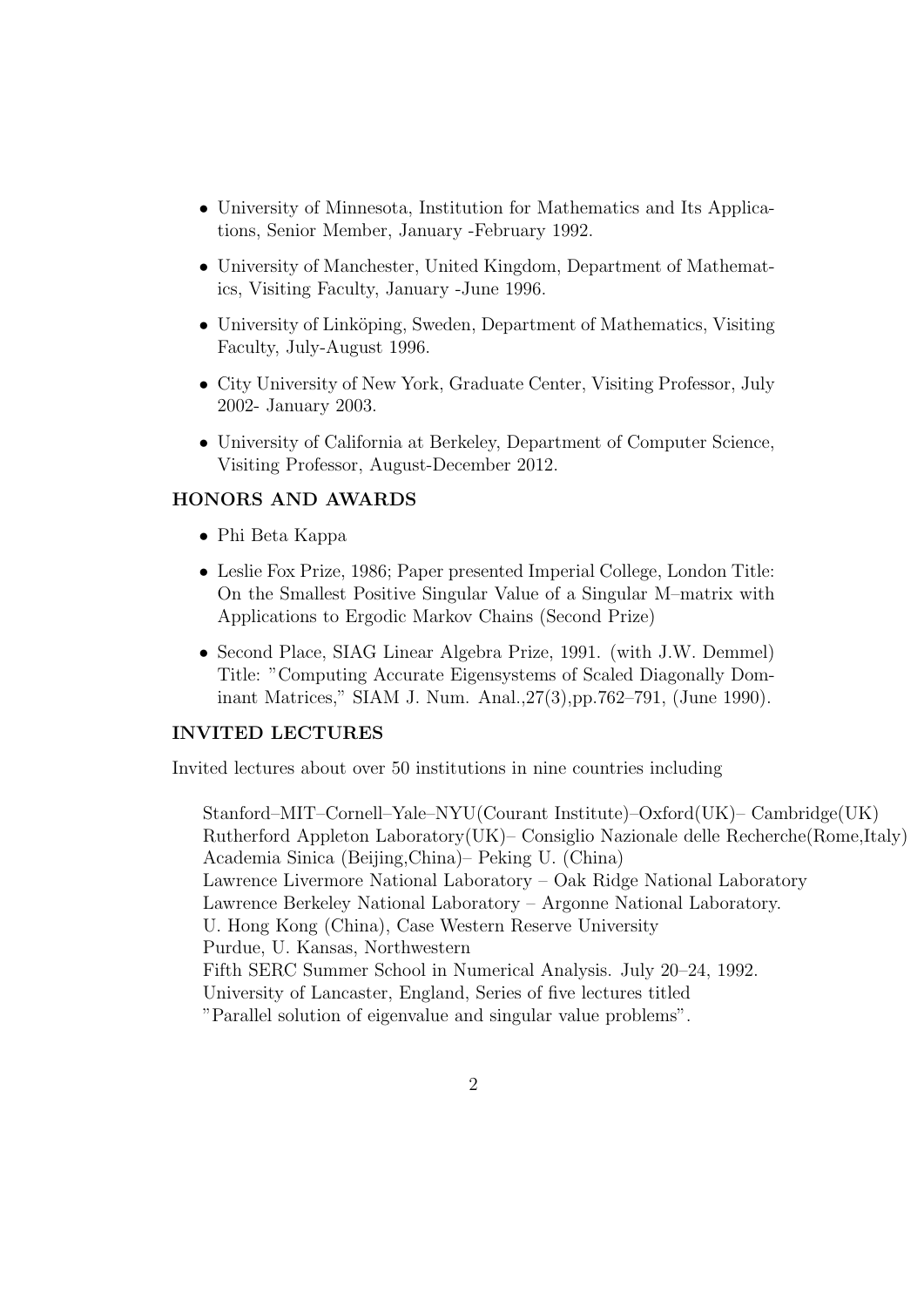- University of Minnesota, Institution for Mathematics and Its Applications, Senior Member, January -February 1992.
- University of Manchester, United Kingdom, Department of Mathematics, Visiting Faculty, January -June 1996.
- University of Linköping, Sweden, Department of Mathematics, Visiting Faculty, July-August 1996.
- City University of New York, Graduate Center, Visiting Professor, July 2002- January 2003.
- University of California at Berkeley, Department of Computer Science, Visiting Professor, August-December 2012.

## HONORS AND AWARDS

- Phi Beta Kappa
- Leslie Fox Prize, 1986; Paper presented Imperial College, London Title: On the Smallest Positive Singular Value of a Singular M–matrix with Applications to Ergodic Markov Chains (Second Prize)
- Second Place, SIAG Linear Algebra Prize, 1991. (with J.W. Demmel) Title: "Computing Accurate Eigensystems of Scaled Diagonally Dominant Matrices," SIAM J. Num. Anal.,27(3),pp.762–791, (June 1990).

## INVITED LECTURES

Invited lectures about over 50 institutions in nine countries including

Stanford–MIT–Cornell–Yale–NYU(Courant Institute)–Oxford(UK)– Cambridge(UK)
Rutherford Appleton Laboratory(UK)– Consiglio Nazionale delle Recherche(Rome,Italy)
Academia Sinica (Beijing,China)– Peking U. (China)
Lawrence Livermore National Laboratory – Oak Ridge National Laboratory
Lawrence Berkeley National Laboratory – Argonne National Laboratory.
U. Hong Kong (China), Case Western Reserve University
Purdue, U. Kansas, Northwestern
Fifth SERC Summer School in Numerical Analysis. July 20–24, 1992.
University of Lancaster, England, Series of five lectures titled
"Parallel solution of eigenvalue and singular value problems".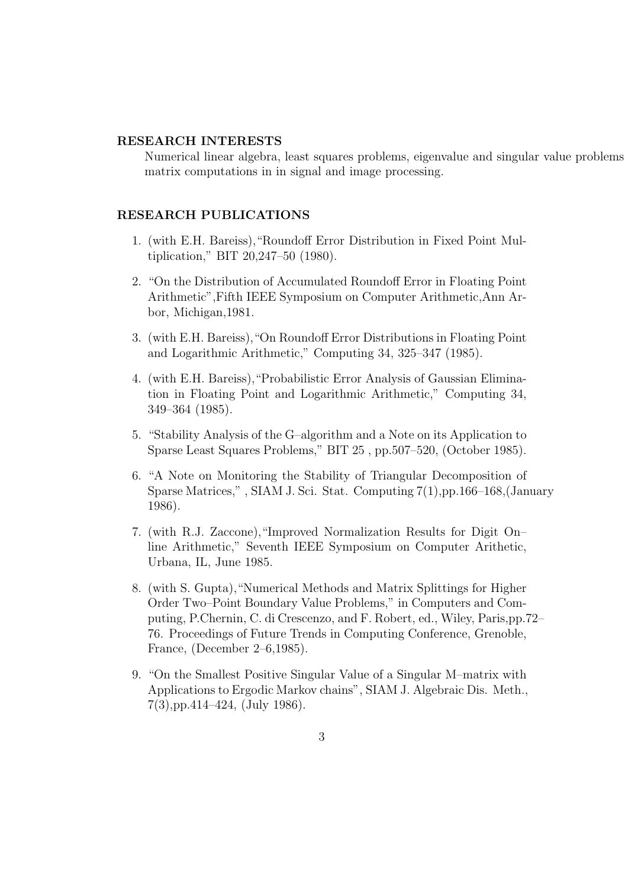**RESEARCH INTERESTS**

Numerical linear algebra, least squares problems, eigenvalue and singular value problems matrix computations in in signal and image processing.

**RESEARCH PUBLICATIONS**

1. (with E.H. Bareiss),"Roundoff Error Distribution in Fixed Point Multiplication," BIT 20,247–50 (1980).

2. "On the Distribution of Accumulated Roundoff Error in Floating Point Arithmetic",Fifth IEEE Symposium on Computer Arithmetic,Ann Arbor, Michigan,1981.

3. (with E.H. Bareiss),"On Roundoff Error Distributions in Floating Point and Logarithmic Arithmetic," Computing 34, 325–347 (1985).

4. (with E.H. Bareiss),"Probabilistic Error Analysis of Gaussian Elimination in Floating Point and Logarithmic Arithmetic," Computing 34, 349–364 (1985).

5. "Stability Analysis of the G–algorithm and a Note on its Application to Sparse Least Squares Problems," BIT 25 , pp.507–520, (October 1985).

6. "A Note on Monitoring the Stability of Triangular Decomposition of Sparse Matrices," , SIAM J. Sci. Stat. Computing 7(1),pp.166–168,(January 1986).

7. (with R.J. Zaccone),"Improved Normalization Results for Digit On–line Arithmetic," Seventh IEEE Symposium on Computer Arithetic, Urbana, IL, June 1985.

8. (with S. Gupta),"Numerical Methods and Matrix Splittings for Higher Order Two–Point Boundary Value Problems," in Computers and Computing, P.Chernin, C. di Crescenzo, and F. Robert, ed., Wiley, Paris,pp.72–76. Proceedings of Future Trends in Computing Conference, Grenoble, France, (December 2–6,1985).

9. "On the Smallest Positive Singular Value of a Singular M–matrix with Applications to Ergodic Markov chains", SIAM J. Algebraic Dis. Meth., 7(3),pp.414–424, (July 1986).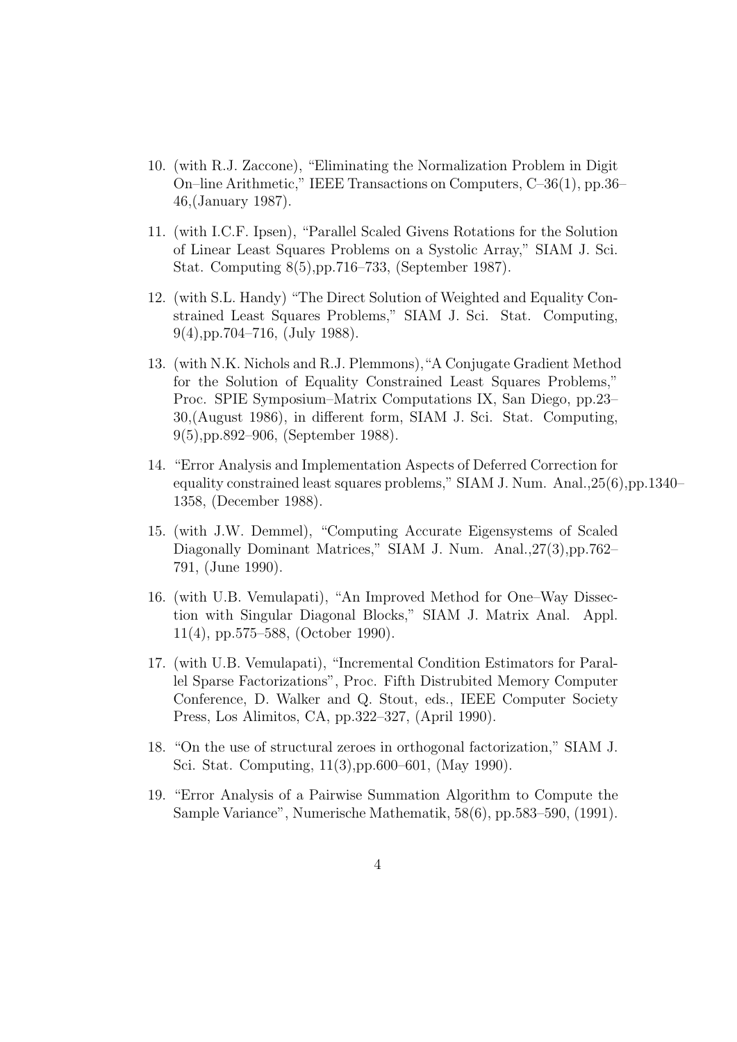10. (with R.J. Zaccone), "Eliminating the Normalization Problem in Digit On–line Arithmetic," IEEE Transactions on Computers, C–36(1), pp.36–46,(January 1987).

11. (with I.C.F. Ipsen), "Parallel Scaled Givens Rotations for the Solution of Linear Least Squares Problems on a Systolic Array," SIAM J. Sci. Stat. Computing 8(5),pp.716–733, (September 1987).

12. (with S.L. Handy) "The Direct Solution of Weighted and Equality Constrained Least Squares Problems," SIAM J. Sci. Stat. Computing, 9(4),pp.704–716, (July 1988).

13. (with N.K. Nichols and R.J. Plemmons),"A Conjugate Gradient Method for the Solution of Equality Constrained Least Squares Problems," Proc. SPIE Symposium–Matrix Computations IX, San Diego, pp.23–30,(August 1986), in different form, SIAM J. Sci. Stat. Computing, 9(5),pp.892–906, (September 1988).

14. "Error Analysis and Implementation Aspects of Deferred Correction for equality constrained least squares problems," SIAM J. Num. Anal.,25(6),pp.1340–1358, (December 1988).

15. (with J.W. Demmel), "Computing Accurate Eigensystems of Scaled Diagonally Dominant Matrices," SIAM J. Num. Anal.,27(3),pp.762–791, (June 1990).

16. (with U.B. Vemulapati), "An Improved Method for One–Way Dissection with Singular Diagonal Blocks," SIAM J. Matrix Anal. Appl. 11(4), pp.575–588, (October 1990).

17. (with U.B. Vemulapati), "Incremental Condition Estimators for Parallel Sparse Factorizations", Proc. Fifth Distrubited Memory Computer Conference, D. Walker and Q. Stout, eds., IEEE Computer Society Press, Los Alimitos, CA, pp.322–327, (April 1990).

18. "On the use of structural zeroes in orthogonal factorization," SIAM J. Sci. Stat. Computing, 11(3),pp.600–601, (May 1990).

19. "Error Analysis of a Pairwise Summation Algorithm to Compute the Sample Variance", Numerische Mathematik, 58(6), pp.583–590, (1991).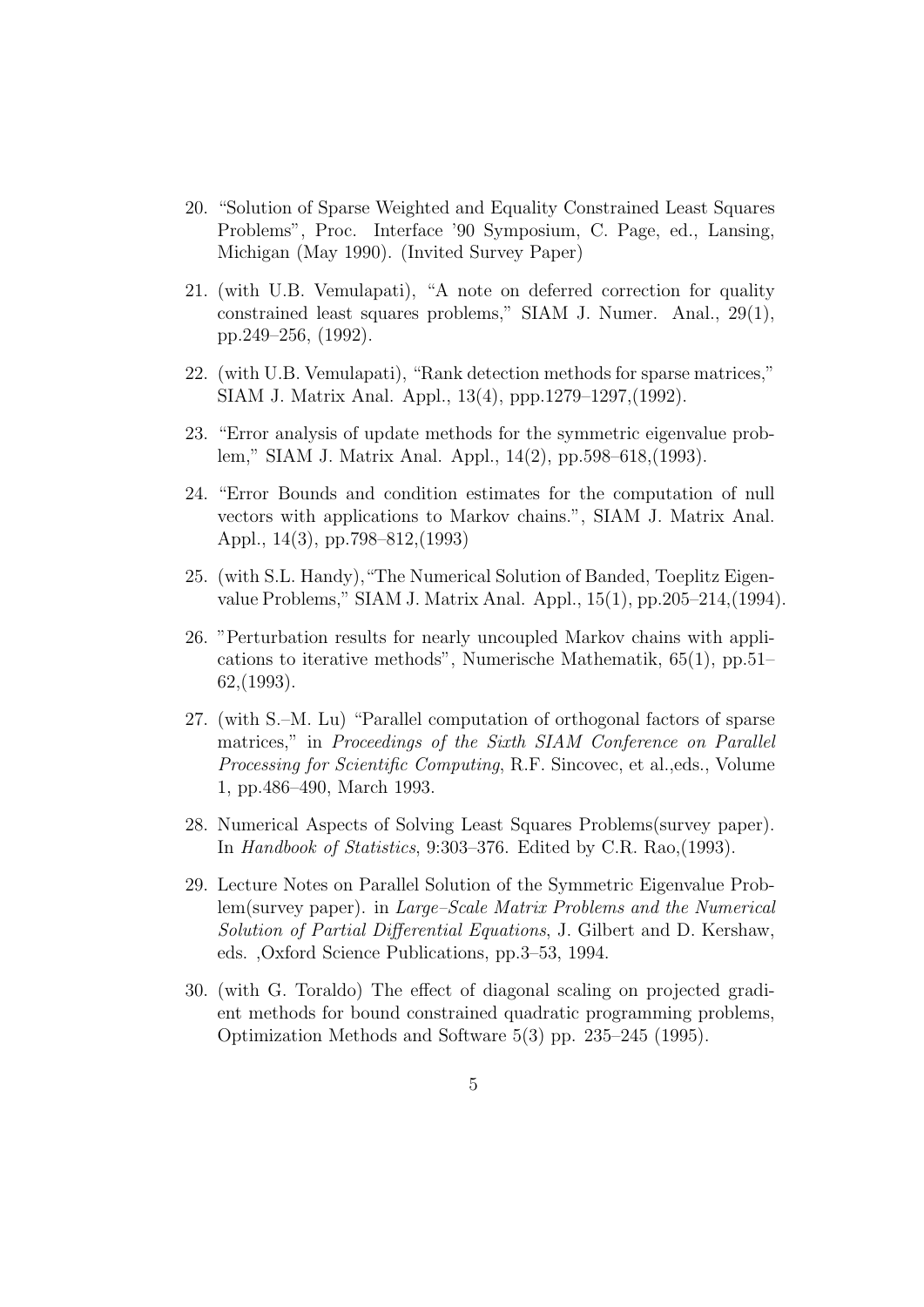20. "Solution of Sparse Weighted and Equality Constrained Least Squares Problems", Proc. Interface '90 Symposium, C. Page, ed., Lansing, Michigan (May 1990). (Invited Survey Paper)

21. (with U.B. Vemulapati), "A note on deferred correction for quality constrained least squares problems," SIAM J. Numer. Anal., 29(1), pp.249–256, (1992).

22. (with U.B. Vemulapati), "Rank detection methods for sparse matrices," SIAM J. Matrix Anal. Appl., 13(4), ppp.1279–1297,(1992).

23. "Error analysis of update methods for the symmetric eigenvalue problem," SIAM J. Matrix Anal. Appl., 14(2), pp.598–618,(1993).

24. "Error Bounds and condition estimates for the computation of null vectors with applications to Markov chains.", SIAM J. Matrix Anal. Appl., 14(3), pp.798–812,(1993)

25. (with S.L. Handy),"The Numerical Solution of Banded, Toeplitz Eigenvalue Problems," SIAM J. Matrix Anal. Appl., 15(1), pp.205–214,(1994).

26. "Perturbation results for nearly uncoupled Markov chains with applications to iterative methods", Numerische Mathematik, 65(1), pp.51–62,(1993).

27. (with S.–M. Lu) "Parallel computation of orthogonal factors of sparse matrices," in *Proceedings of the Sixth SIAM Conference on Parallel Processing for Scientific Computing*, R.F. Sincovec, et al.,eds., Volume 1, pp.486–490, March 1993.

28. Numerical Aspects of Solving Least Squares Problems(survey paper). In *Handbook of Statistics*, 9:303–376. Edited by C.R. Rao,(1993).

29. Lecture Notes on Parallel Solution of the Symmetric Eigenvalue Problem(survey paper). in *Large–Scale Matrix Problems and the Numerical Solution of Partial Differential Equations*, J. Gilbert and D. Kershaw, eds. ,Oxford Science Publications, pp.3–53, 1994.

30. (with G. Toraldo) The effect of diagonal scaling on projected gradient methods for bound constrained quadratic programming problems, Optimization Methods and Software 5(3) pp. 235–245 (1995).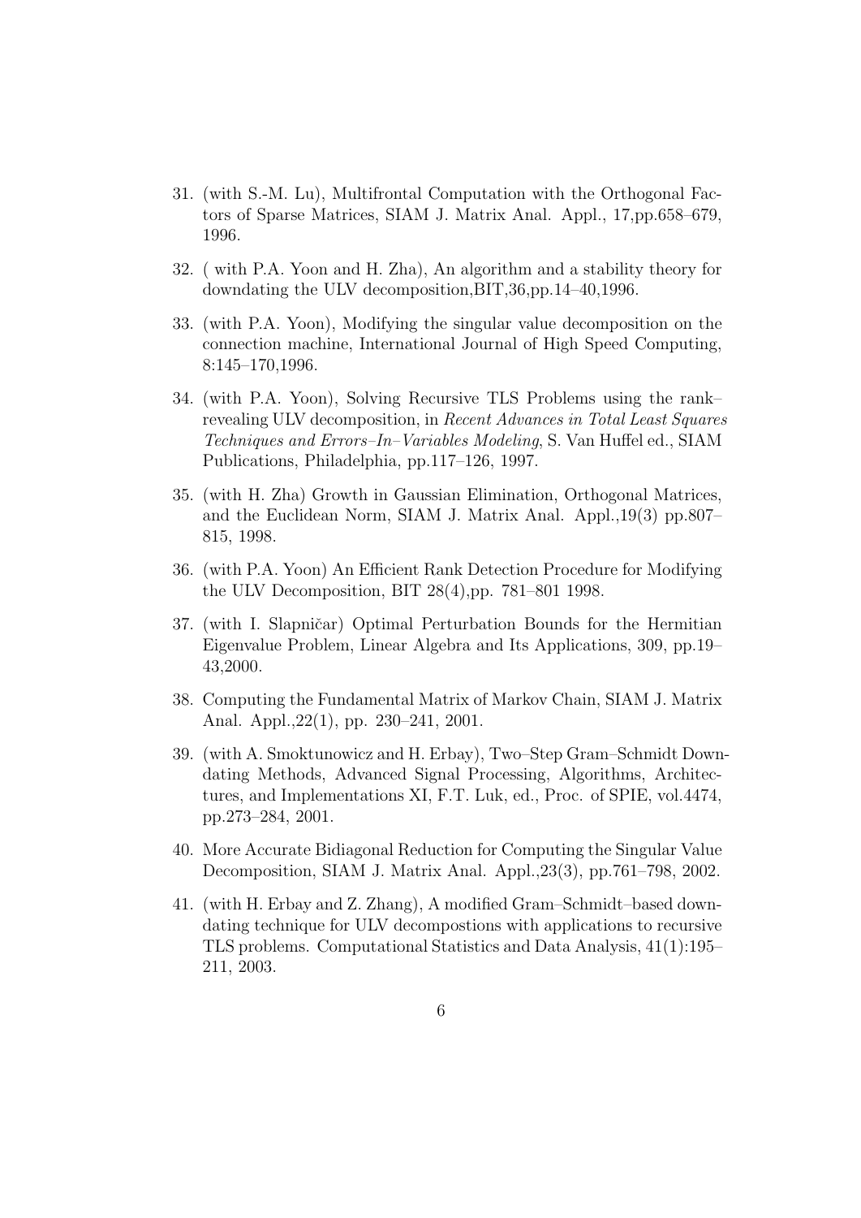31. (with S.-M. Lu), Multifrontal Computation with the Orthogonal Factors of Sparse Matrices, SIAM J. Matrix Anal. Appl., 17,pp.658–679, 1996.

32. ( with P.A. Yoon and H. Zha), An algorithm and a stability theory for downdating the ULV decomposition,BIT,36,pp.14–40,1996.

33. (with P.A. Yoon), Modifying the singular value decomposition on the connection machine, International Journal of High Speed Computing, 8:145–170,1996.

34. (with P.A. Yoon), Solving Recursive TLS Problems using the rank–revealing ULV decomposition, in *Recent Advances in Total Least Squares Techniques and Errors–In–Variables Modeling*, S. Van Huffel ed., SIAM Publications, Philadelphia, pp.117–126, 1997.

35. (with H. Zha) Growth in Gaussian Elimination, Orthogonal Matrices, and the Euclidean Norm, SIAM J. Matrix Anal. Appl.,19(3) pp.807–815, 1998.

36. (with P.A. Yoon) An Efficient Rank Detection Procedure for Modifying the ULV Decomposition, BIT 28(4),pp. 781–801 1998.

37. (with I. Slapničar) Optimal Perturbation Bounds for the Hermitian Eigenvalue Problem, Linear Algebra and Its Applications, 309, pp.19–43,2000.

38. Computing the Fundamental Matrix of Markov Chain, SIAM J. Matrix Anal. Appl.,22(1), pp. 230–241, 2001.

39. (with A. Smoktunowicz and H. Erbay), Two–Step Gram–Schmidt Downdating Methods, Advanced Signal Processing, Algorithms, Architectures, and Implementations XI, F.T. Luk, ed., Proc. of SPIE, vol.4474, pp.273–284, 2001.

40. More Accurate Bidiagonal Reduction for Computing the Singular Value Decomposition, SIAM J. Matrix Anal. Appl.,23(3), pp.761–798, 2002.

41. (with H. Erbay and Z. Zhang), A modified Gram–Schmidt–based downdating technique for ULV decompostions with applications to recursive TLS problems. Computational Statistics and Data Analysis, 41(1):195–211, 2003.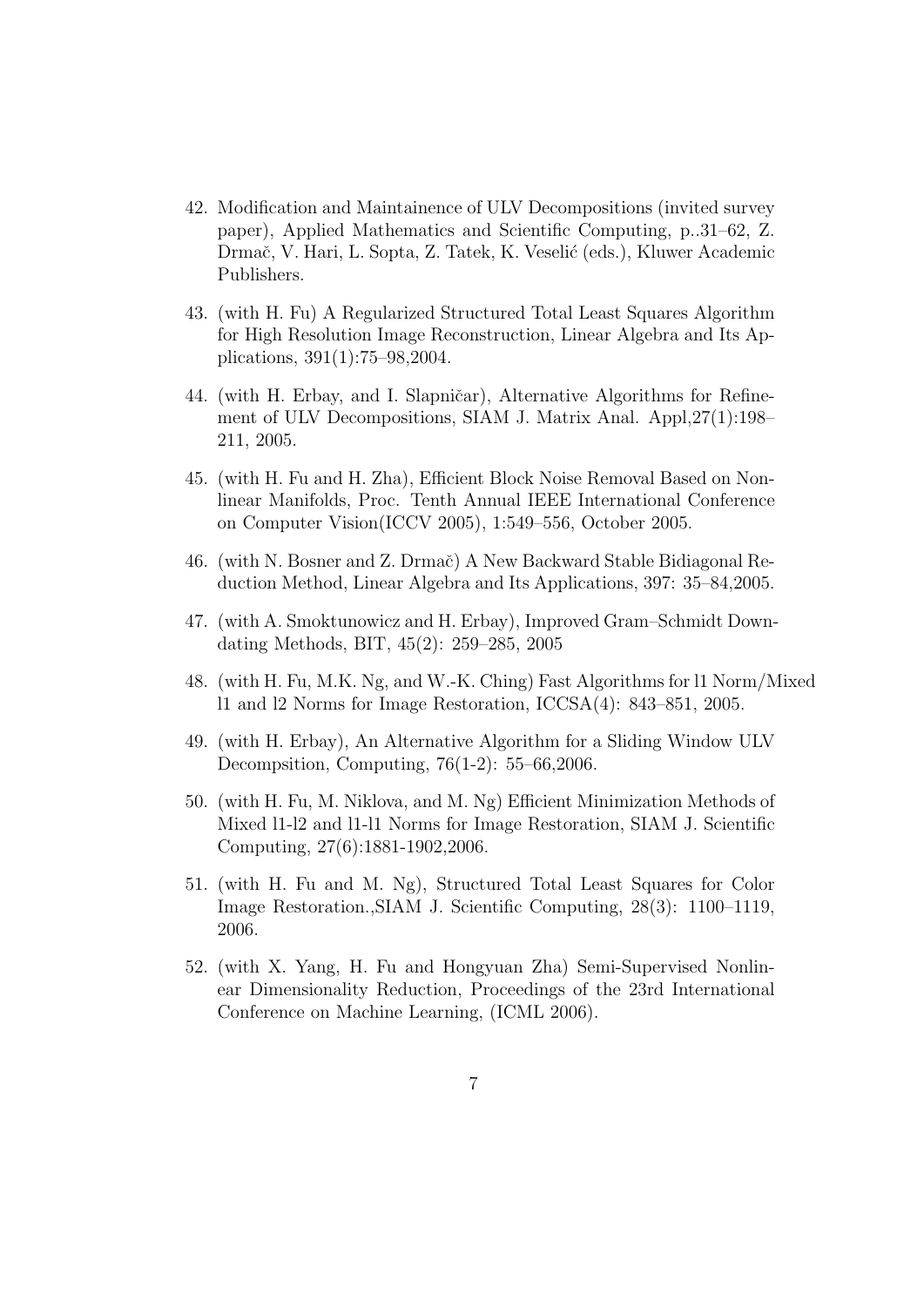42. Modification and Maintainence of ULV Decompositions (invited survey paper), Applied Mathematics and Scientific Computing, p..31–62, Z. Drmač, V. Hari, L. Sopta, Z. Tatek, K. Veselić (eds.), Kluwer Academic Publishers.

43. (with H. Fu) A Regularized Structured Total Least Squares Algorithm for High Resolution Image Reconstruction, Linear Algebra and Its Applications, 391(1):75–98,2004.

44. (with H. Erbay, and I. Slapničar), Alternative Algorithms for Refinement of ULV Decompositions, SIAM J. Matrix Anal. Appl,27(1):198–211, 2005.

45. (with H. Fu and H. Zha), Efficient Block Noise Removal Based on Nonlinear Manifolds, Proc. Tenth Annual IEEE International Conference on Computer Vision(ICCV 2005), 1:549–556, October 2005.

46. (with N. Bosner and Z. Drmač) A New Backward Stable Bidiagonal Reduction Method, Linear Algebra and Its Applications, 397: 35–84,2005.

47. (with A. Smoktunowicz and H. Erbay), Improved Gram–Schmidt Downdating Methods, BIT, 45(2): 259–285, 2005

48. (with H. Fu, M.K. Ng, and W.-K. Ching) Fast Algorithms for l1 Norm/Mixed l1 and l2 Norms for Image Restoration, ICCSA(4): 843–851, 2005.

49. (with H. Erbay), An Alternative Algorithm for a Sliding Window ULV Decompsition, Computing, 76(1-2): 55–66,2006.

50. (with H. Fu, M. Niklova, and M. Ng) Efficient Minimization Methods of Mixed l1-l2 and l1-l1 Norms for Image Restoration, SIAM J. Scientific Computing, 27(6):1881-1902,2006.

51. (with H. Fu and M. Ng), Structured Total Least Squares for Color Image Restoration.,SIAM J. Scientific Computing, 28(3): 1100–1119, 2006.

52. (with X. Yang, H. Fu and Hongyuan Zha) Semi-Supervised Nonlinear Dimensionality Reduction, Proceedings of the 23rd International Conference on Machine Learning, (ICML 2006).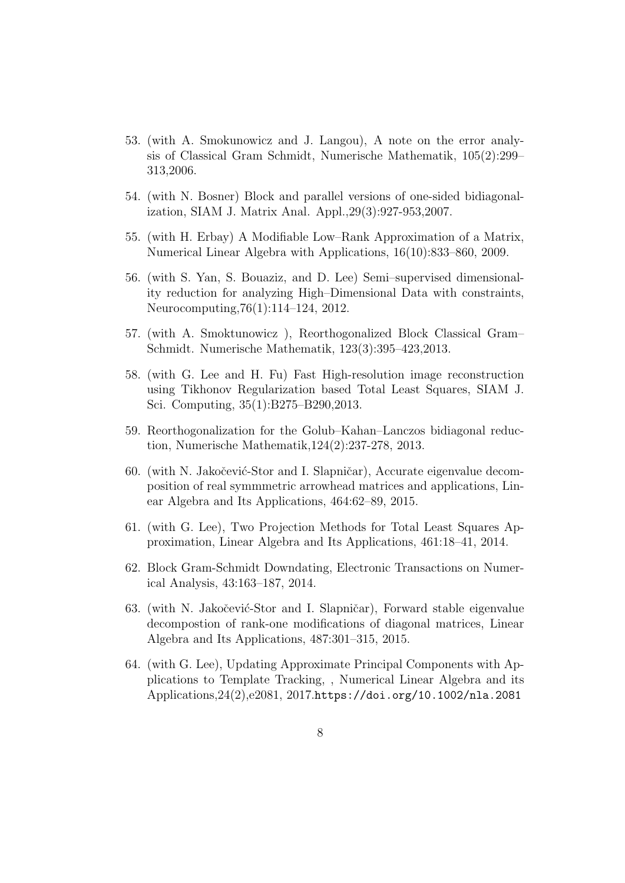53. (with A. Smokunowicz and J. Langou), A note on the error analysis of Classical Gram Schmidt, Numerische Mathematik, 105(2):299–313,2006.

54. (with N. Bosner) Block and parallel versions of one-sided bidiagonalization, SIAM J. Matrix Anal. Appl.,29(3):927-953,2007.

55. (with H. Erbay) A Modifiable Low–Rank Approximation of a Matrix, Numerical Linear Algebra with Applications, 16(10):833–860, 2009.

56. (with S. Yan, S. Bouaziz, and D. Lee) Semi–supervised dimensionality reduction for analyzing High–Dimensional Data with constraints, Neurocomputing,76(1):114–124, 2012.

57. (with A. Smoktunowicz ), Reorthogonalized Block Classical Gram–Schmidt. Numerische Mathematik, 123(3):395–423,2013.

58. (with G. Lee and H. Fu) Fast High-resolution image reconstruction using Tikhonov Regularization based Total Least Squares, SIAM J. Sci. Computing, 35(1):B275–B290,2013.

59. Reorthogonalization for the Golub–Kahan–Lanczos bidiagonal reduction, Numerische Mathematik,124(2):237-278, 2013.

60. (with N. Jakočević-Stor and I. Slapničar), Accurate eigenvalue decomposition of real symmmetric arrowhead matrices and applications, Linear Algebra and Its Applications, 464:62–89, 2015.

61. (with G. Lee), Two Projection Methods for Total Least Squares Approximation, Linear Algebra and Its Applications, 461:18–41, 2014.

62. Block Gram-Schmidt Downdating, Electronic Transactions on Numerical Analysis, 43:163–187, 2014.

63. (with N. Jakočević-Stor and I. Slapničar), Forward stable eigenvalue decompostion of rank-one modifications of diagonal matrices, Linear Algebra and Its Applications, 487:301–315, 2015.

64. (with G. Lee), Updating Approximate Principal Components with Applications to Template Tracking, , Numerical Linear Algebra and its Applications,24(2),e2081, 2017.`https://doi.org/10.1002/nla.2081`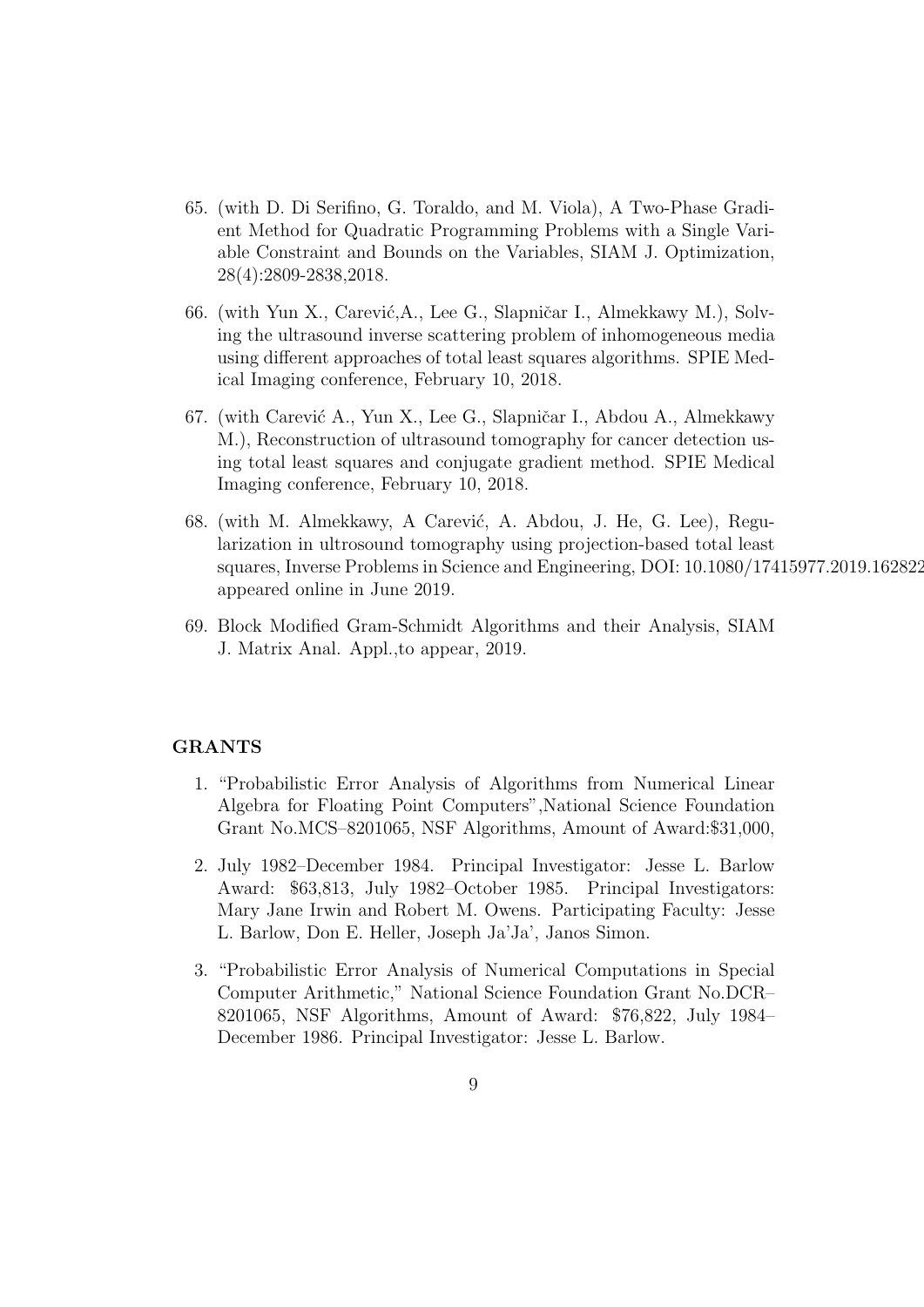65. (with D. Di Serifino, G. Toraldo, and M. Viola), A Two-Phase Gradient Method for Quadratic Programming Problems with a Single Variable Constraint and Bounds on the Variables, SIAM J. Optimization, 28(4):2809-2838,2018.

66. (with Yun X., Carević,A., Lee G., Slapničar I., Almekkawy M.), Solving the ultrasound inverse scattering problem of inhomogeneous media using different approaches of total least squares algorithms. SPIE Medical Imaging conference, February 10, 2018.

67. (with Carević A., Yun X., Lee G., Slapničar I., Abdou A., Almekkawy M.), Reconstruction of ultrasound tomography for cancer detection using total least squares and conjugate gradient method. SPIE Medical Imaging conference, February 10, 2018.

68. (with M. Almekkawy, A Carević, A. Abdou, J. He, G. Lee), Regularization in ultrosound tomography using projection-based total least squares, Inverse Problems in Science and Engineering, DOI: 10.1080/17415977.2019.162822 appeared online in June 2019.

69. Block Modified Gram-Schmidt Algorithms and their Analysis, SIAM J. Matrix Anal. Appl.,to appear, 2019.

## GRANTS

1. "Probabilistic Error Analysis of Algorithms from Numerical Linear Algebra for Floating Point Computers",National Science Foundation Grant No.MCS–8201065, NSF Algorithms, Amount of Award:$31,000,

2. July 1982–December 1984. Principal Investigator: Jesse L. Barlow Award: $63,813, July 1982–October 1985. Principal Investigators: Mary Jane Irwin and Robert M. Owens. Participating Faculty: Jesse L. Barlow, Don E. Heller, Joseph Ja'Ja', Janos Simon.

3. "Probabilistic Error Analysis of Numerical Computations in Special Computer Arithmetic," National Science Foundation Grant No.DCR–8201065, NSF Algorithms, Amount of Award: $76,822, July 1984–December 1986. Principal Investigator: Jesse L. Barlow.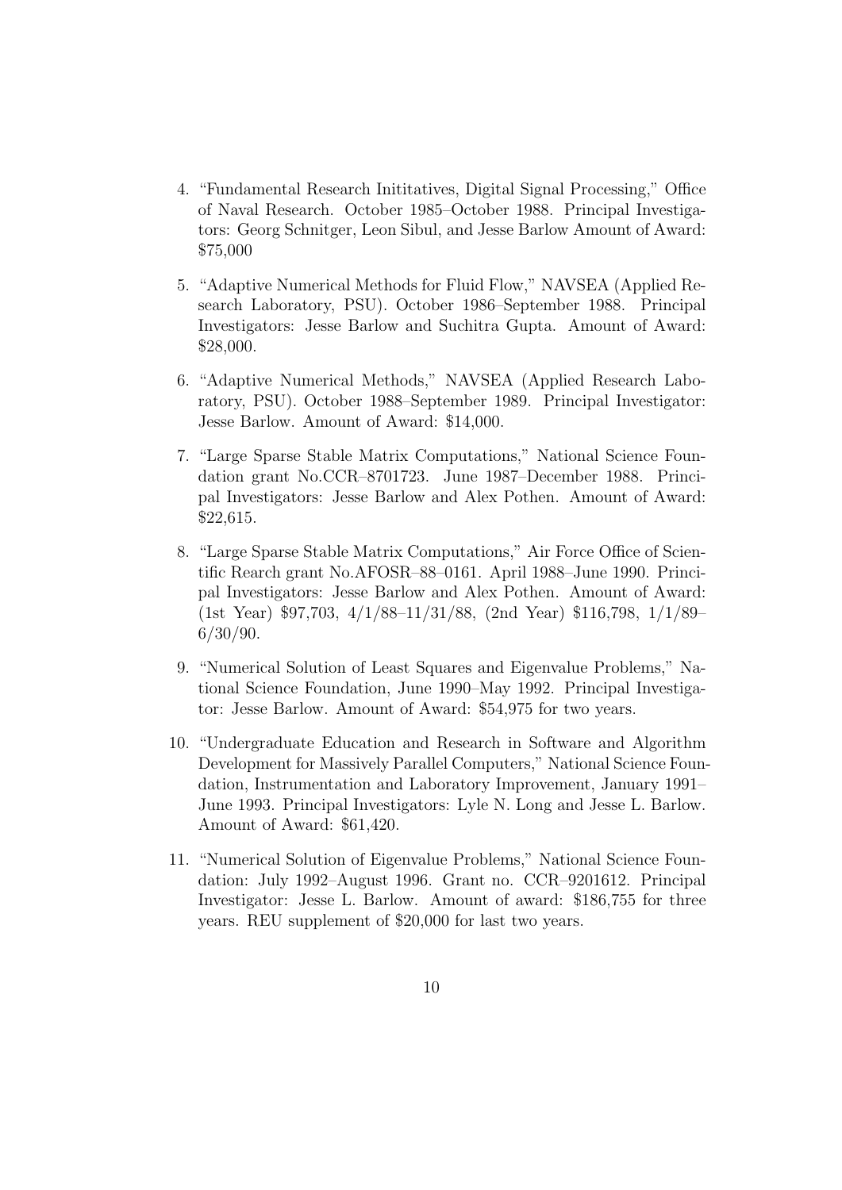4. "Fundamental Research Inititatives, Digital Signal Processing," Office of Naval Research. October 1985–October 1988. Principal Investigators: Georg Schnitger, Leon Sibul, and Jesse Barlow Amount of Award: \$75,000

5. "Adaptive Numerical Methods for Fluid Flow," NAVSEA (Applied Research Laboratory, PSU). October 1986–September 1988. Principal Investigators: Jesse Barlow and Suchitra Gupta. Amount of Award: \$28,000.

6. "Adaptive Numerical Methods," NAVSEA (Applied Research Laboratory, PSU). October 1988–September 1989. Principal Investigator: Jesse Barlow. Amount of Award: \$14,000.

7. "Large Sparse Stable Matrix Computations," National Science Foundation grant No.CCR–8701723. June 1987–December 1988. Principal Investigators: Jesse Barlow and Alex Pothen. Amount of Award: \$22,615.

8. "Large Sparse Stable Matrix Computations," Air Force Office of Scientific Rearch grant No.AFOSR–88–0161. April 1988–June 1990. Principal Investigators: Jesse Barlow and Alex Pothen. Amount of Award: (1st Year) \$97,703, 4/1/88–11/31/88, (2nd Year) \$116,798, 1/1/89–6/30/90.

9. "Numerical Solution of Least Squares and Eigenvalue Problems," National Science Foundation, June 1990–May 1992. Principal Investigator: Jesse Barlow. Amount of Award: \$54,975 for two years.

10. "Undergraduate Education and Research in Software and Algorithm Development for Massively Parallel Computers," National Science Foundation, Instrumentation and Laboratory Improvement, January 1991–June 1993. Principal Investigators: Lyle N. Long and Jesse L. Barlow. Amount of Award: \$61,420.

11. "Numerical Solution of Eigenvalue Problems," National Science Foundation: July 1992–August 1996. Grant no. CCR–9201612. Principal Investigator: Jesse L. Barlow. Amount of award: \$186,755 for three years. REU supplement of \$20,000 for last two years.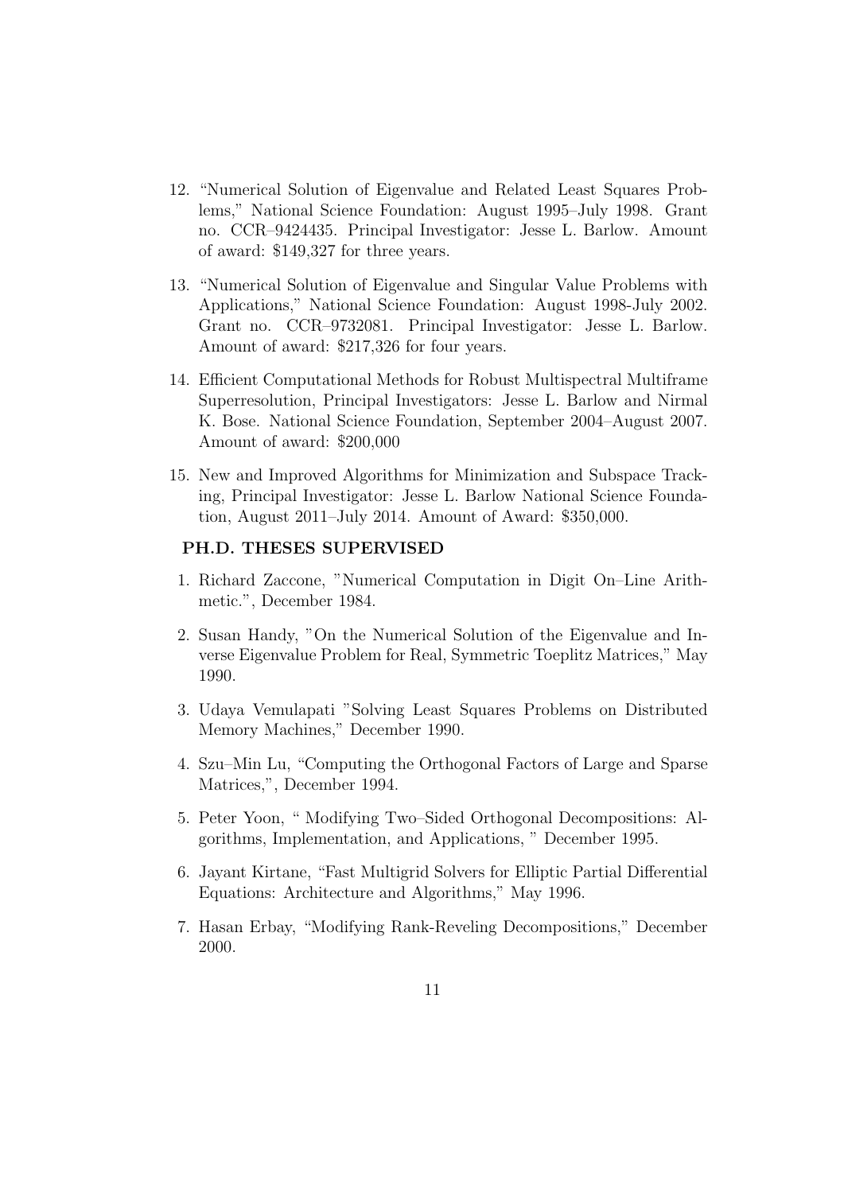12. "Numerical Solution of Eigenvalue and Related Least Squares Problems," National Science Foundation: August 1995–July 1998. Grant no. CCR–9424435. Principal Investigator: Jesse L. Barlow. Amount of award: $149,327 for three years.

13. "Numerical Solution of Eigenvalue and Singular Value Problems with Applications," National Science Foundation: August 1998-July 2002. Grant no. CCR–9732081. Principal Investigator: Jesse L. Barlow. Amount of award: $217,326 for four years.

14. Efficient Computational Methods for Robust Multispectral Multiframe Superresolution, Principal Investigators: Jesse L. Barlow and Nirmal K. Bose. National Science Foundation, September 2004–August 2007. Amount of award: $200,000

15. New and Improved Algorithms for Minimization and Subspace Tracking, Principal Investigator: Jesse L. Barlow National Science Foundation, August 2011–July 2014. Amount of Award: $350,000.

### PH.D. THESES SUPERVISED

1. Richard Zaccone, "Numerical Computation in Digit On–Line Arithmetic.", December 1984.

2. Susan Handy, "On the Numerical Solution of the Eigenvalue and Inverse Eigenvalue Problem for Real, Symmetric Toeplitz Matrices," May 1990.

3. Udaya Vemulapati "Solving Least Squares Problems on Distributed Memory Machines," December 1990.

4. Szu–Min Lu, "Computing the Orthogonal Factors of Large and Sparse Matrices,", December 1994.

5. Peter Yoon, " Modifying Two–Sided Orthogonal Decompositions: Algorithms, Implementation, and Applications, " December 1995.

6. Jayant Kirtane, "Fast Multigrid Solvers for Elliptic Partial Differential Equations: Architecture and Algorithms," May 1996.

7. Hasan Erbay, "Modifying Rank-Reveling Decompositions," December 2000.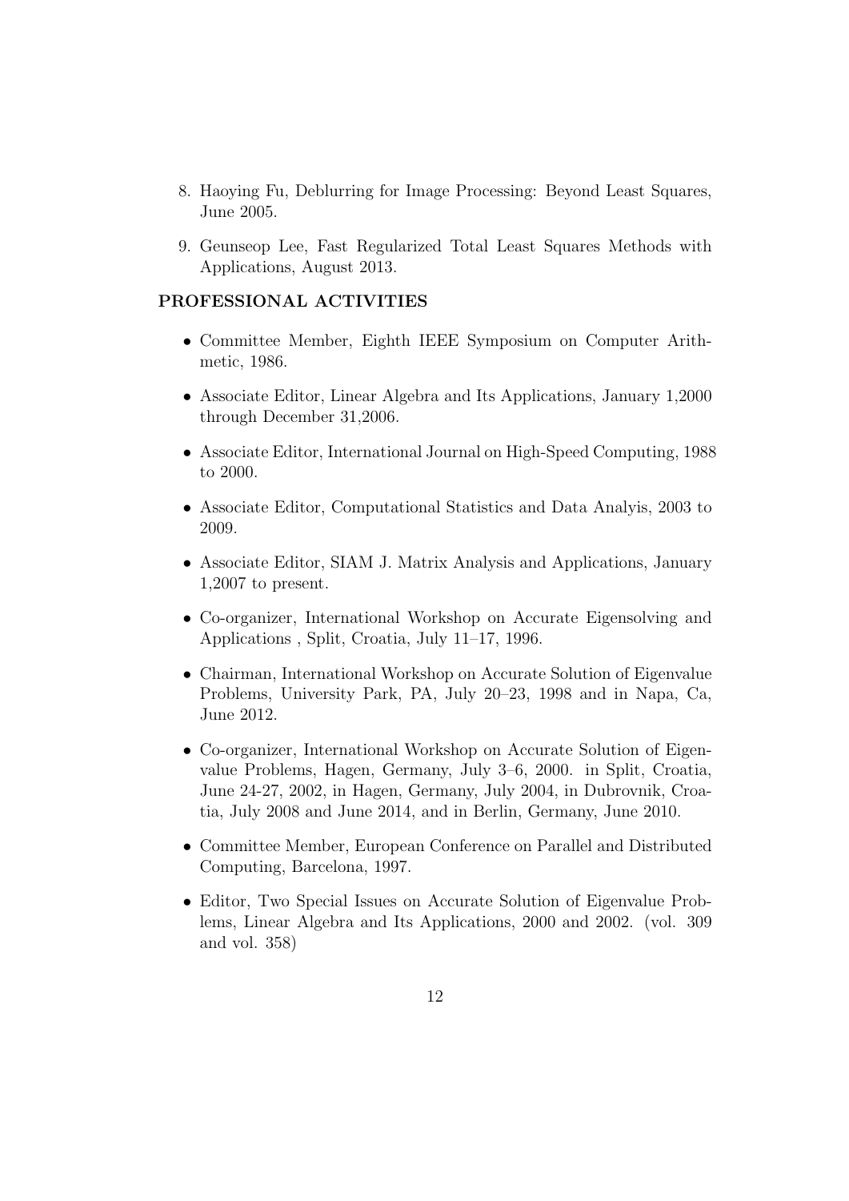8. Haoying Fu, Deblurring for Image Processing: Beyond Least Squares, June 2005.
9. Geunseop Lee, Fast Regularized Total Least Squares Methods with Applications, August 2013.

### PROFESSIONAL ACTIVITIES

- Committee Member, Eighth IEEE Symposium on Computer Arithmetic, 1986.
- Associate Editor, Linear Algebra and Its Applications, January 1,2000 through December 31,2006.
- Associate Editor, International Journal on High-Speed Computing, 1988 to 2000.
- Associate Editor, Computational Statistics and Data Analyis, 2003 to 2009.
- Associate Editor, SIAM J. Matrix Analysis and Applications, January 1,2007 to present.
- Co-organizer, International Workshop on Accurate Eigensolving and Applications , Split, Croatia, July 11–17, 1996.
- Chairman, International Workshop on Accurate Solution of Eigenvalue Problems, University Park, PA, July 20–23, 1998 and in Napa, Ca, June 2012.
- Co-organizer, International Workshop on Accurate Solution of Eigenvalue Problems, Hagen, Germany, July 3–6, 2000. in Split, Croatia, June 24-27, 2002, in Hagen, Germany, July 2004, in Dubrovnik, Croatia, July 2008 and June 2014, and in Berlin, Germany, June 2010.
- Committee Member, European Conference on Parallel and Distributed Computing, Barcelona, 1997.
- Editor, Two Special Issues on Accurate Solution of Eigenvalue Problems, Linear Algebra and Its Applications, 2000 and 2002. (vol. 309 and vol. 358)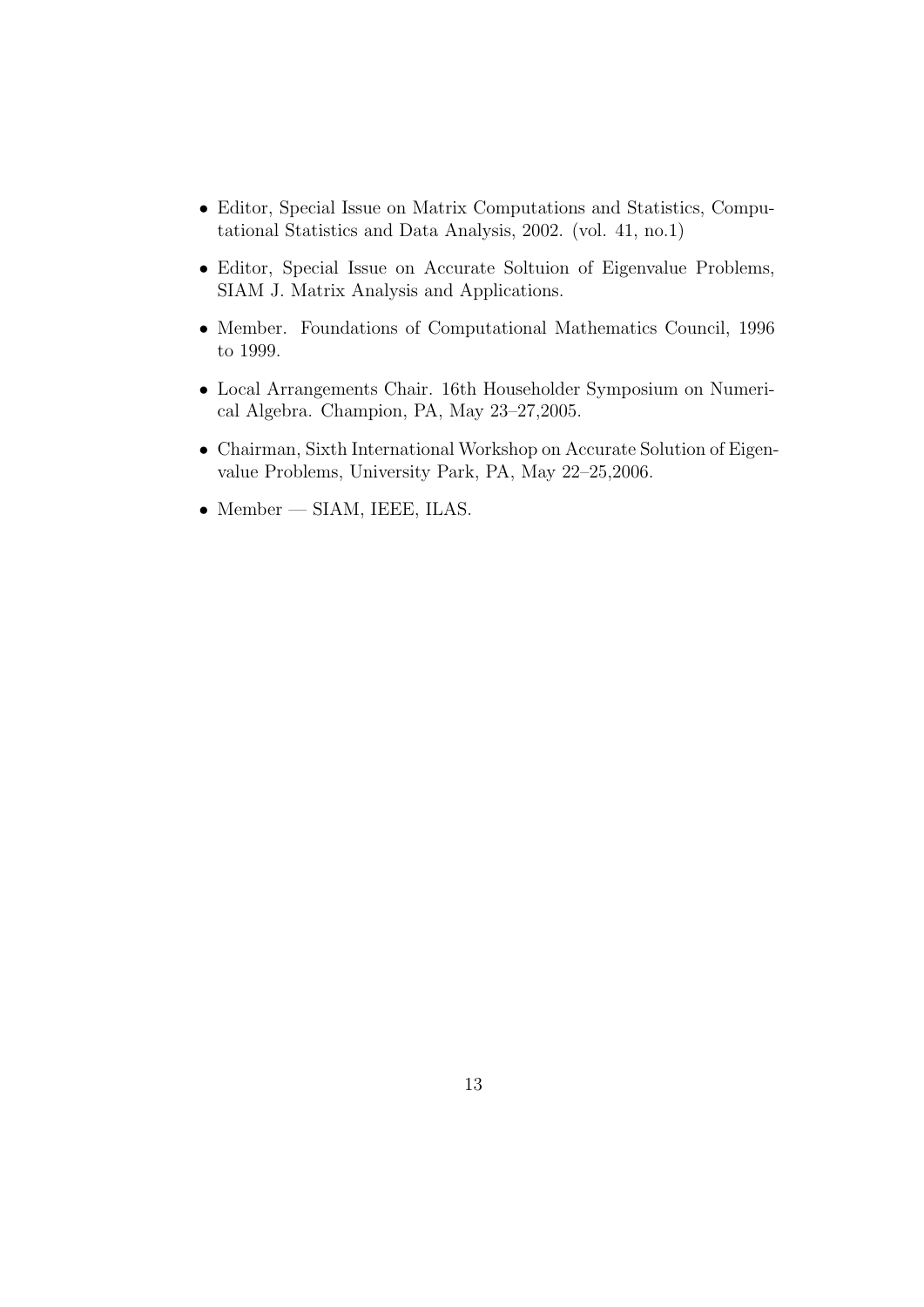- Editor, Special Issue on Matrix Computations and Statistics, Computational Statistics and Data Analysis, 2002. (vol. 41, no.1)
- Editor, Special Issue on Accurate Soltuion of Eigenvalue Problems, SIAM J. Matrix Analysis and Applications.
- Member. Foundations of Computational Mathematics Council, 1996 to 1999.
- Local Arrangements Chair. 16th Householder Symposium on Numerical Algebra. Champion, PA, May 23–27,2005.
- Chairman, Sixth International Workshop on Accurate Solution of Eigenvalue Problems, University Park, PA, May 22–25,2006.
- Member — SIAM, IEEE, ILAS.